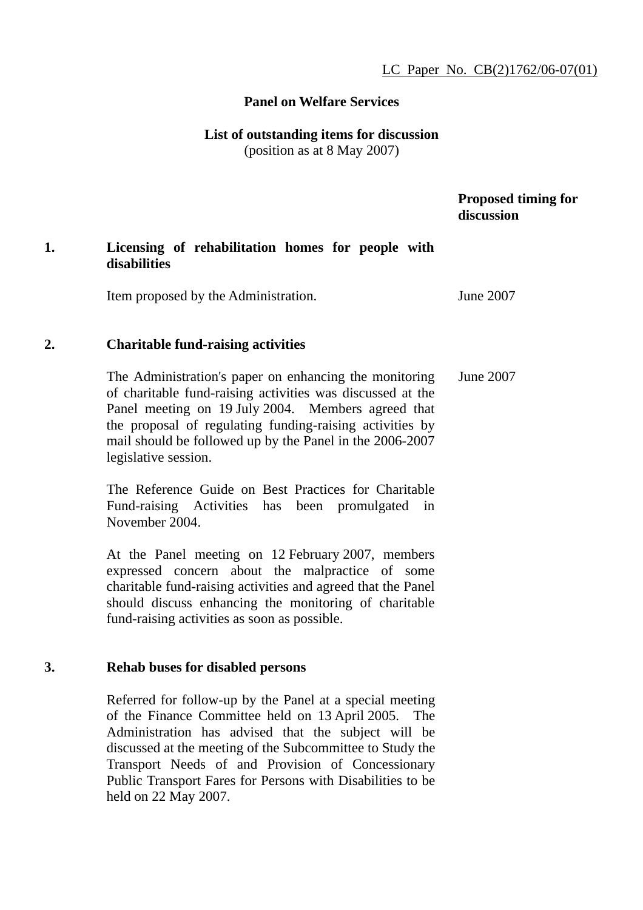LC Paper No. CB(2)1762/06-07(01)

**Panel on Welfare Services**

**List of outstanding items for discussion**
(position as at 8 May 2007)

| | | **Proposed timing for discussion** |
|---|---|---|
| **1.** | **Licensing of rehabilitation homes for people with disabilities** | |
| | Item proposed by the Administration. | June 2007 |
| **2.** | **Charitable fund-raising activities** | |
| | The Administration's paper on enhancing the monitoring of charitable fund-raising activities was discussed at the Panel meeting on 19 July 2004. Members agreed that the proposal of regulating funding-raising activities by mail should be followed up by the Panel in the 2006-2007 legislative session. | June 2007 |
| | The Reference Guide on Best Practices for Charitable Fund-raising Activities has been promulgated in November 2004. | |
| | At the Panel meeting on 12 February 2007, members expressed concern about the malpractice of some charitable fund-raising activities and agreed that the Panel should discuss enhancing the monitoring of charitable fund-raising activities as soon as possible. | |
| **3.** | **Rehab buses for disabled persons** | |
| | Referred for follow-up by the Panel at a special meeting of the Finance Committee held on 13 April 2005. The Administration has advised that the subject will be discussed at the meeting of the Subcommittee to Study the Transport Needs of and Provision of Concessionary Public Transport Fares for Persons with Disabilities to be held on 22 May 2007. | |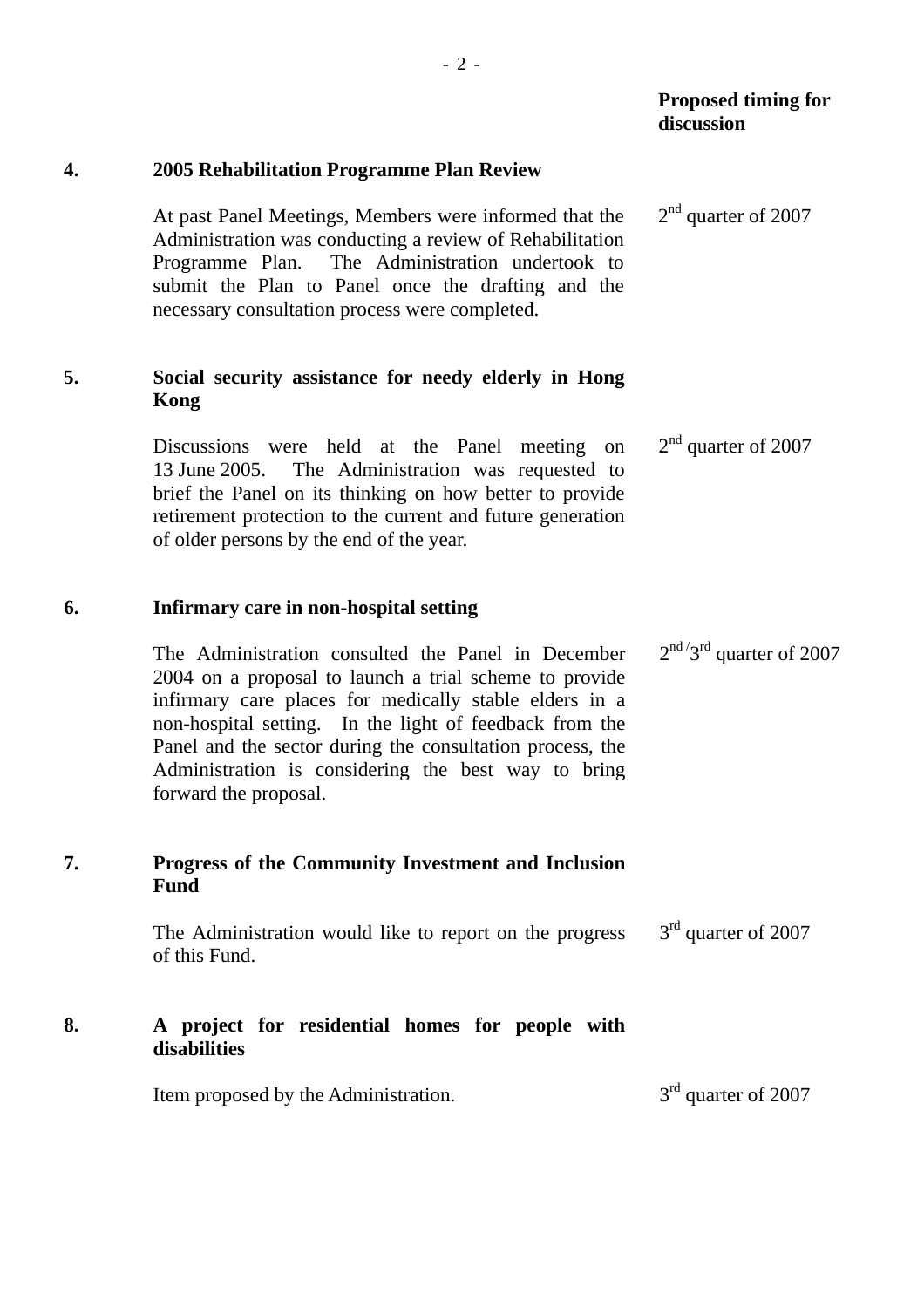| | | Proposed timing for discussion |
|---|---|---|
| **4.** | **2005 Rehabilitation Programme Plan Review** | |
| | At past Panel Meetings, Members were informed that the Administration was conducting a review of Rehabilitation Programme Plan. The Administration undertook to submit the Plan to Panel once the drafting and the necessary consultation process were completed. | 2nd quarter of 2007 |
| **5.** | **Social security assistance for needy elderly in Hong Kong** | |
| | Discussions were held at the Panel meeting on 13 June 2005. The Administration was requested to brief the Panel on its thinking on how better to provide retirement protection to the current and future generation of older persons by the end of the year. | 2nd quarter of 2007 |
| **6.** | **Infirmary care in non-hospital setting** | |
| | The Administration consulted the Panel in December 2004 on a proposal to launch a trial scheme to provide infirmary care places for medically stable elders in a non-hospital setting. In the light of feedback from the Panel and the sector during the consultation process, the Administration is considering the best way to bring forward the proposal. | 2nd /3rd quarter of 2007 |
| **7.** | **Progress of the Community Investment and Inclusion Fund** | |
| | The Administration would like to report on the progress of this Fund. | 3rd quarter of 2007 |
| **8.** | **A project for residential homes for people with disabilities** | |
| | Item proposed by the Administration. | 3rd quarter of 2007 |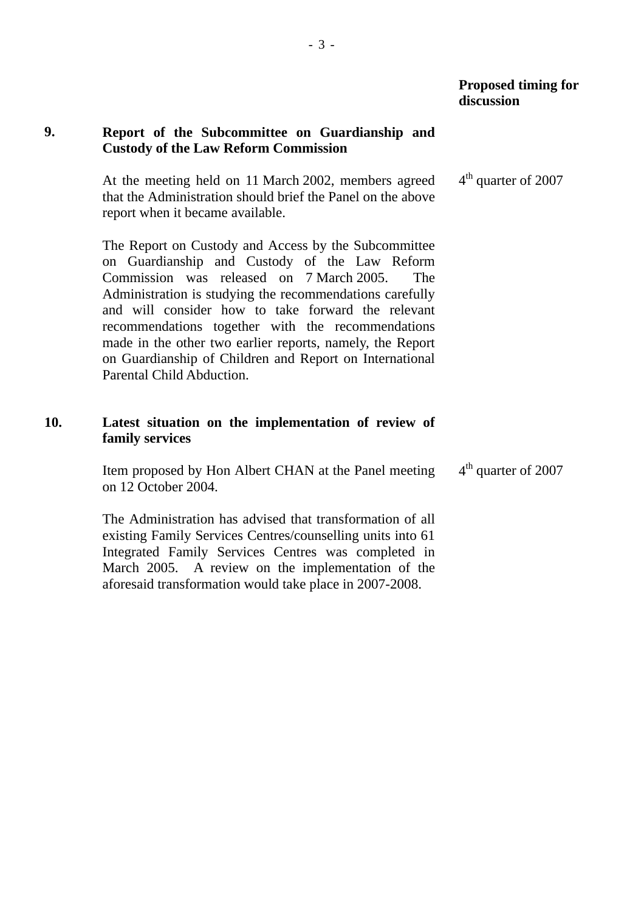**Proposed timing for discussion**

**9. Report of the Subcommittee on Guardianship and Custody of the Law Reform Commission**

At the meeting held on 11 March 2002, members agreed that the Administration should brief the Panel on the above report when it became available.

4th quarter of 2007

The Report on Custody and Access by the Subcommittee on Guardianship and Custody of the Law Reform Commission was released on 7 March 2005. The Administration is studying the recommendations carefully and will consider how to take forward the relevant recommendations together with the recommendations made in the other two earlier reports, namely, the Report on Guardianship of Children and Report on International Parental Child Abduction.

**10. Latest situation on the implementation of review of family services**

Item proposed by Hon Albert CHAN at the Panel meeting on 12 October 2004.

4th quarter of 2007

The Administration has advised that transformation of all existing Family Services Centres/counselling units into 61 Integrated Family Services Centres was completed in March 2005. A review on the implementation of the aforesaid transformation would take place in 2007-2008.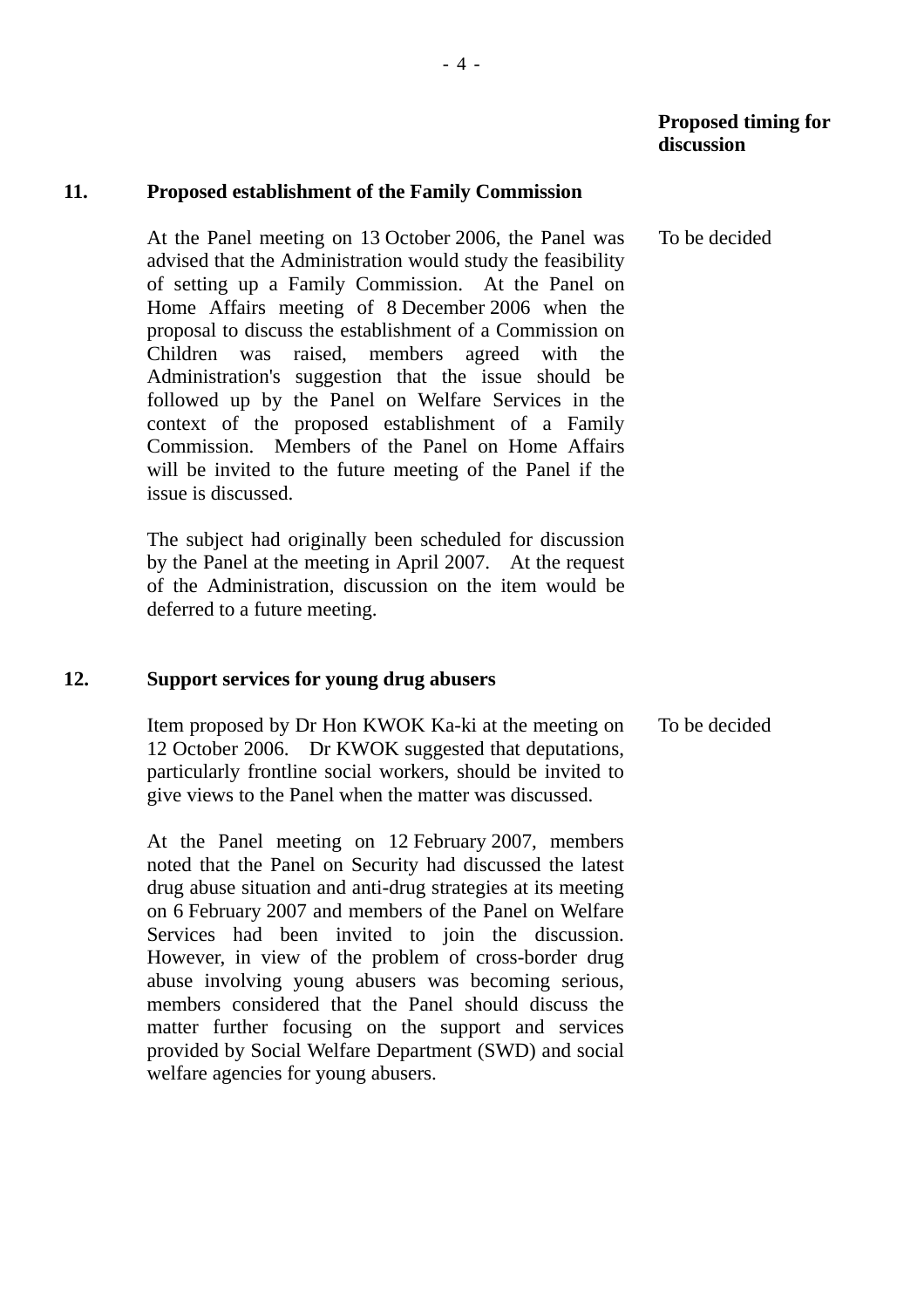**Proposed timing for discussion**

**11. Proposed establishment of the Family Commission**

At the Panel meeting on 13 October 2006, the Panel was advised that the Administration would study the feasibility of setting up a Family Commission. At the Panel on Home Affairs meeting of 8 December 2006 when the proposal to discuss the establishment of a Commission on Children was raised, members agreed with the Administration's suggestion that the issue should be followed up by the Panel on Welfare Services in the context of the proposed establishment of a Family Commission. Members of the Panel on Home Affairs will be invited to the future meeting of the Panel if the issue is discussed.

To be decided

The subject had originally been scheduled for discussion by the Panel at the meeting in April 2007. At the request of the Administration, discussion on the item would be deferred to a future meeting.

**12. Support services for young drug abusers**

Item proposed by Dr Hon KWOK Ka-ki at the meeting on 12 October 2006. Dr KWOK suggested that deputations, particularly frontline social workers, should be invited to give views to the Panel when the matter was discussed.

To be decided

At the Panel meeting on 12 February 2007, members noted that the Panel on Security had discussed the latest drug abuse situation and anti-drug strategies at its meeting on 6 February 2007 and members of the Panel on Welfare Services had been invited to join the discussion. However, in view of the problem of cross-border drug abuse involving young abusers was becoming serious, members considered that the Panel should discuss the matter further focusing on the support and services provided by Social Welfare Department (SWD) and social welfare agencies for young abusers.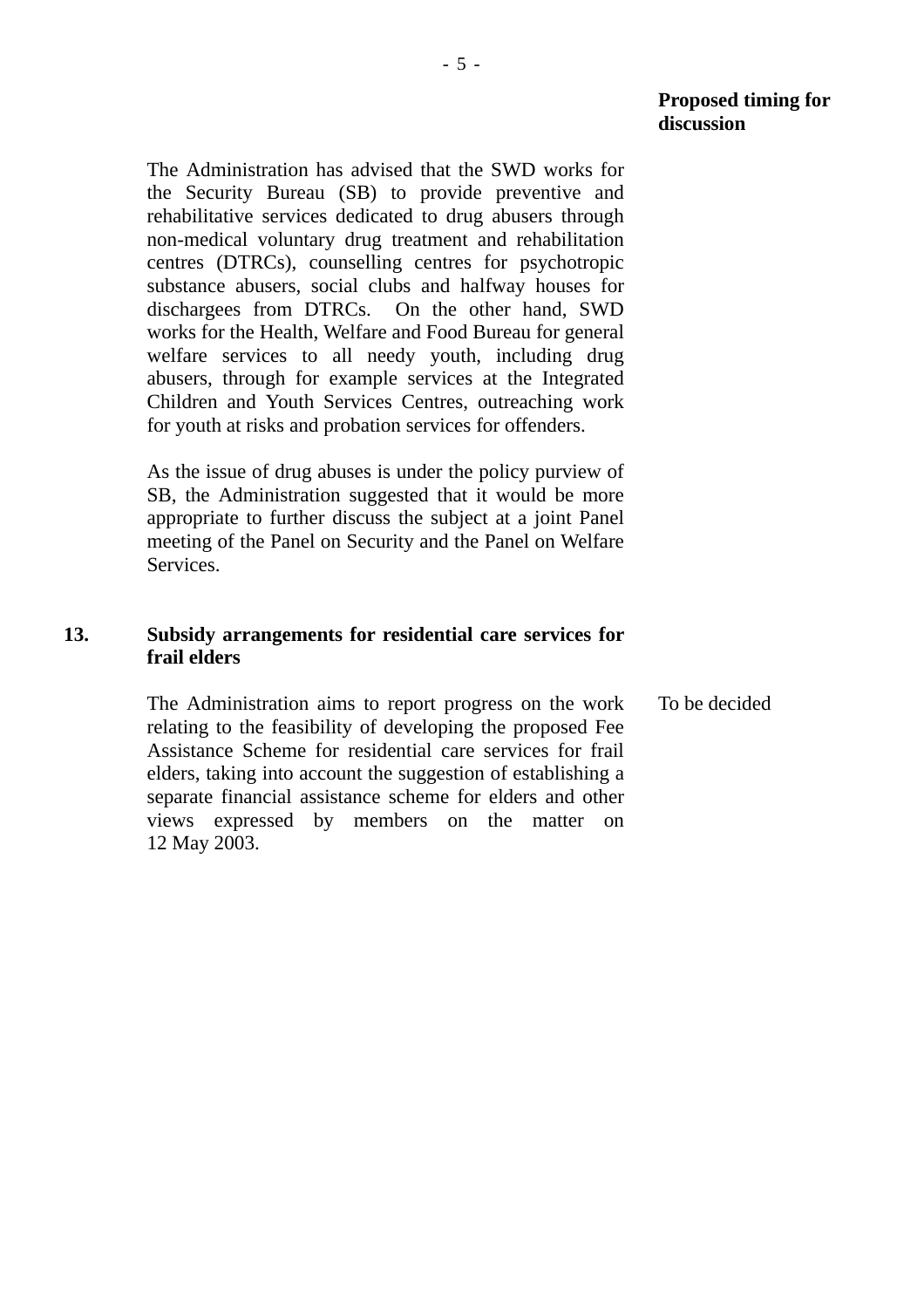**Proposed timing for discussion**

The Administration has advised that the SWD works for the Security Bureau (SB) to provide preventive and rehabilitative services dedicated to drug abusers through non-medical voluntary drug treatment and rehabilitation centres (DTRCs), counselling centres for psychotropic substance abusers, social clubs and halfway houses for dischargees from DTRCs. On the other hand, SWD works for the Health, Welfare and Food Bureau for general welfare services to all needy youth, including drug abusers, through for example services at the Integrated Children and Youth Services Centres, outreaching work for youth at risks and probation services for offenders.

As the issue of drug abuses is under the policy purview of SB, the Administration suggested that it would be more appropriate to further discuss the subject at a joint Panel meeting of the Panel on Security and the Panel on Welfare Services.

**13. Subsidy arrangements for residential care services for frail elders**

The Administration aims to report progress on the work relating to the feasibility of developing the proposed Fee Assistance Scheme for residential care services for frail elders, taking into account the suggestion of establishing a separate financial assistance scheme for elders and other views expressed by members on the matter on 12 May 2003.

To be decided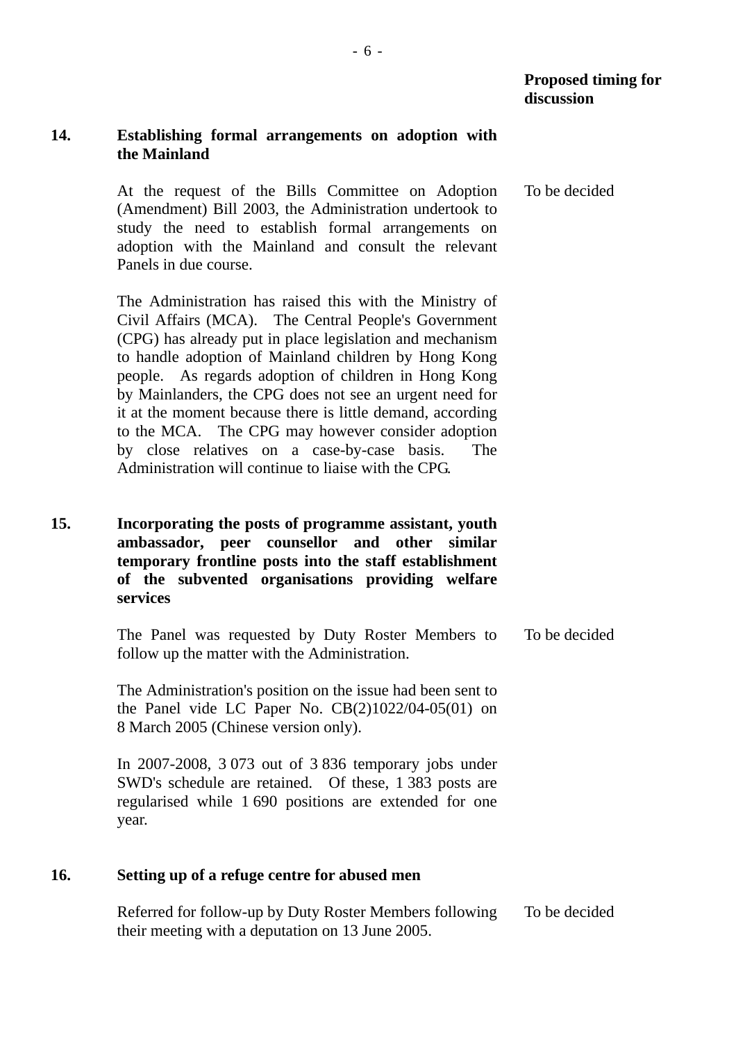**Proposed timing for discussion**

**14. Establishing formal arrangements on adoption with the Mainland**

At the request of the Bills Committee on Adoption (Amendment) Bill 2003, the Administration undertook to study the need to establish formal arrangements on adoption with the Mainland and consult the relevant Panels in due course.

To be decided

The Administration has raised this with the Ministry of Civil Affairs (MCA). The Central People's Government (CPG) has already put in place legislation and mechanism to handle adoption of Mainland children by Hong Kong people. As regards adoption of children in Hong Kong by Mainlanders, the CPG does not see an urgent need for it at the moment because there is little demand, according to the MCA. The CPG may however consider adoption by close relatives on a case-by-case basis. The Administration will continue to liaise with the CPG.

**15. Incorporating the posts of programme assistant, youth ambassador, peer counsellor and other similar temporary frontline posts into the staff establishment of the subvented organisations providing welfare services**

The Panel was requested by Duty Roster Members to follow up the matter with the Administration.

To be decided

The Administration's position on the issue had been sent to the Panel vide LC Paper No. CB(2)1022/04-05(01) on 8 March 2005 (Chinese version only).

In 2007-2008, 3 073 out of 3 836 temporary jobs under SWD's schedule are retained. Of these, 1 383 posts are regularised while 1 690 positions are extended for one year.

**16. Setting up of a refuge centre for abused men**

Referred for follow-up by Duty Roster Members following their meeting with a deputation on 13 June 2005.

To be decided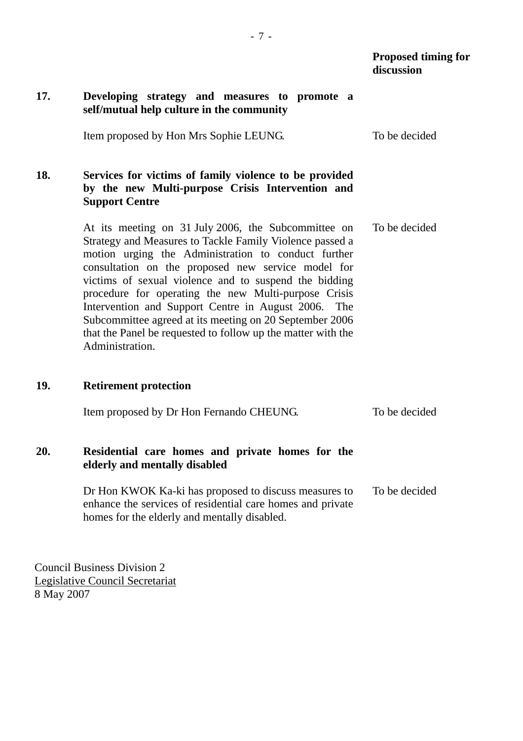| | | Proposed timing for discussion |
|---|---|---|
| **17.** | **Developing strategy and measures to promote a self/mutual help culture in the community** | |
| | Item proposed by Hon Mrs Sophie LEUNG. | To be decided |
| **18.** | **Services for victims of family violence to be provided by the new Multi-purpose Crisis Intervention and Support Centre** | |
| | At its meeting on 31 July 2006, the Subcommittee on Strategy and Measures to Tackle Family Violence passed a motion urging the Administration to conduct further consultation on the proposed new service model for victims of sexual violence and to suspend the bidding procedure for operating the new Multi-purpose Crisis Intervention and Support Centre in August 2006. The Subcommittee agreed at its meeting on 20 September 2006 that the Panel be requested to follow up the matter with the Administration. | To be decided |
| **19.** | **Retirement protection** | |
| | Item proposed by Dr Hon Fernando CHEUNG. | To be decided |
| **20.** | **Residential care homes and private homes for the elderly and mentally disabled** | |
| | Dr Hon KWOK Ka-ki has proposed to discuss measures to enhance the services of residential care homes and private homes for the elderly and mentally disabled. | To be decided |

Council Business Division 2
Legislative Council Secretariat
8 May 2007